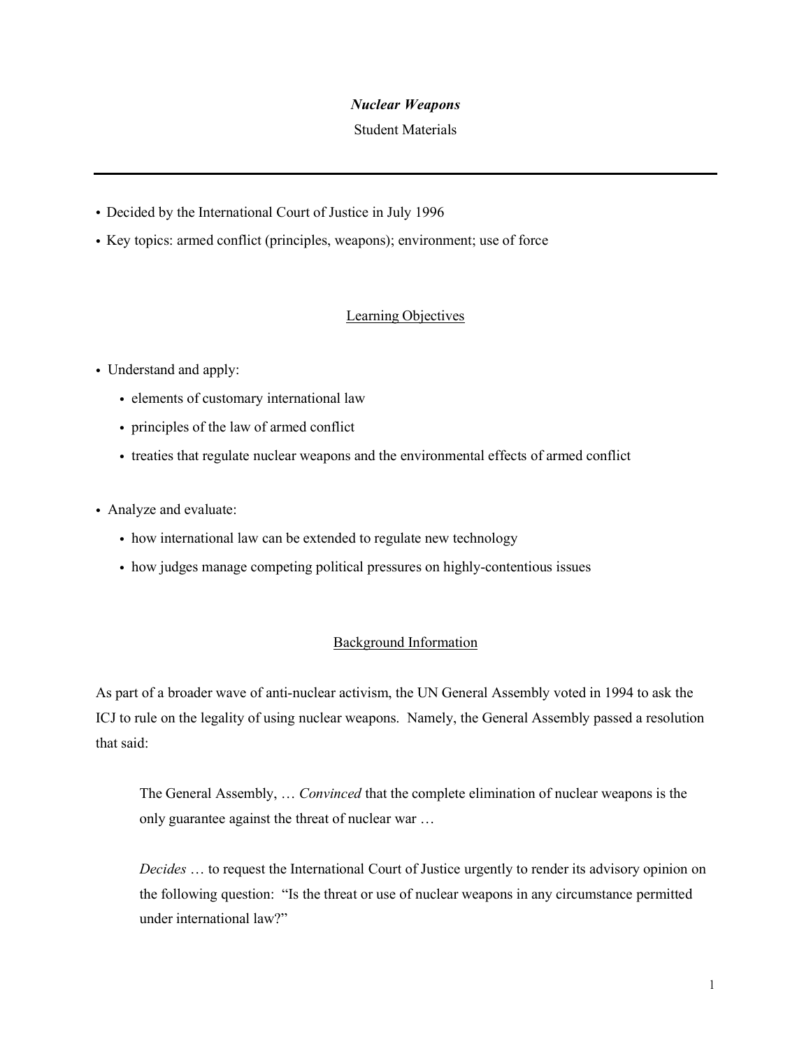***Nuclear Weapons***

Student Materials

---

- Decided by the International Court of Justice in July 1996
- Key topics: armed conflict (principles, weapons); environment; use of force

## Learning Objectives

- Understand and apply:
  - elements of customary international law
  - principles of the law of armed conflict
  - treaties that regulate nuclear weapons and the environmental effects of armed conflict
- Analyze and evaluate:
  - how international law can be extended to regulate new technology
  - how judges manage competing political pressures on highly-contentious issues

## Background Information

As part of a broader wave of anti-nuclear activism, the UN General Assembly voted in 1994 to ask the ICJ to rule on the legality of using nuclear weapons. Namely, the General Assembly passed a resolution that said:

> The General Assembly, … *Convinced* that the complete elimination of nuclear weapons is the only guarantee against the threat of nuclear war …
>
> *Decides* … to request the International Court of Justice urgently to render its advisory opinion on the following question: "Is the threat or use of nuclear weapons in any circumstance permitted under international law?"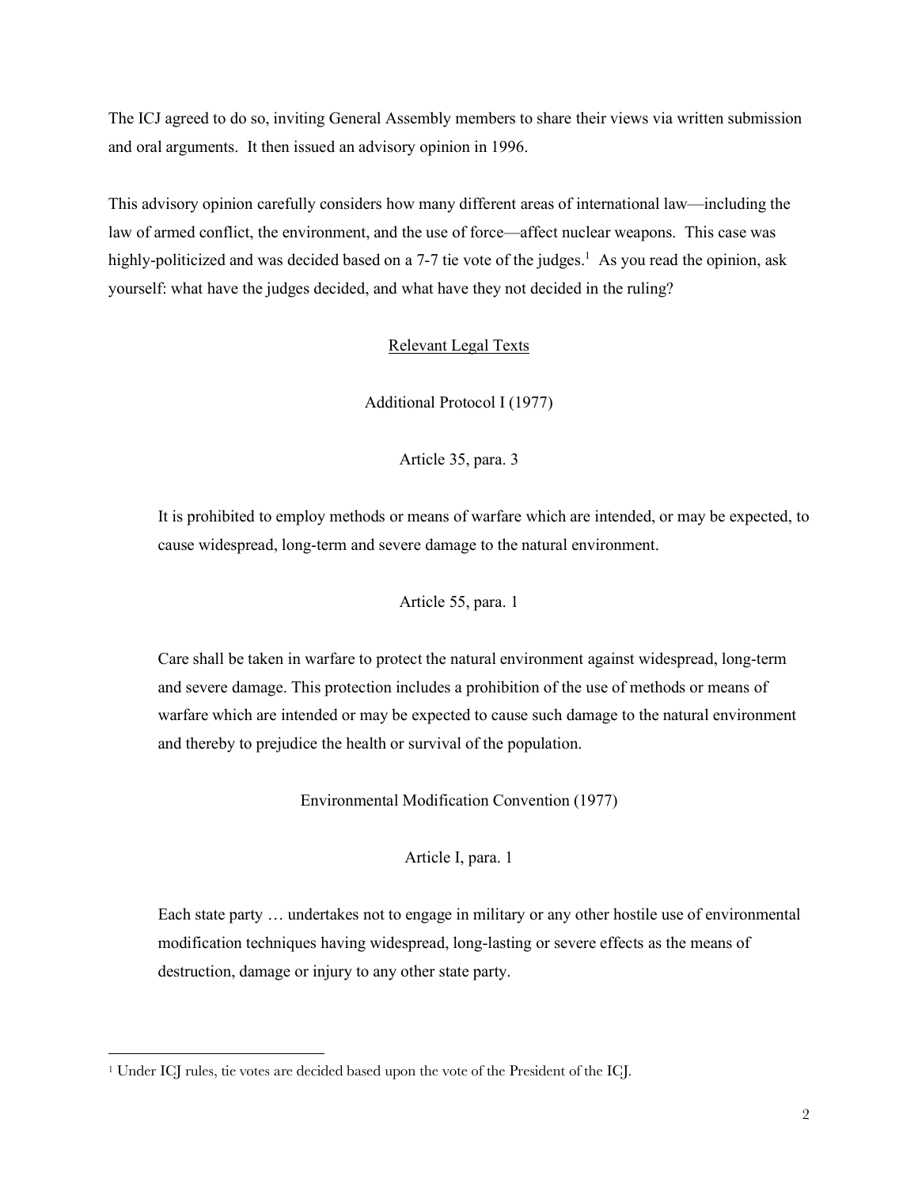The ICJ agreed to do so, inviting General Assembly members to share their views via written submission and oral arguments. It then issued an advisory opinion in 1996.

This advisory opinion carefully considers how many different areas of international law—including the law of armed conflict, the environment, and the use of force—affect nuclear weapons. This case was highly-politicized and was decided based on a 7-7 tie vote of the judges.[1] As you read the opinion, ask yourself: what have the judges decided, and what have they not decided in the ruling?

<u>Relevant Legal Texts</u>

Additional Protocol I (1977)

Article 35, para. 3

> It is prohibited to employ methods or means of warfare which are intended, or may be expected, to cause widespread, long-term and severe damage to the natural environment.

Article 55, para. 1

> Care shall be taken in warfare to protect the natural environment against widespread, long-term and severe damage. This protection includes a prohibition of the use of methods or means of warfare which are intended or may be expected to cause such damage to the natural environment and thereby to prejudice the health or survival of the population.

Environmental Modification Convention (1977)

Article I, para. 1

> Each state party … undertakes not to engage in military or any other hostile use of environmental modification techniques having widespread, long-lasting or severe effects as the means of destruction, damage or injury to any other state party.

---

[1] Under ICJ rules, tie votes are decided based upon the vote of the President of the ICJ.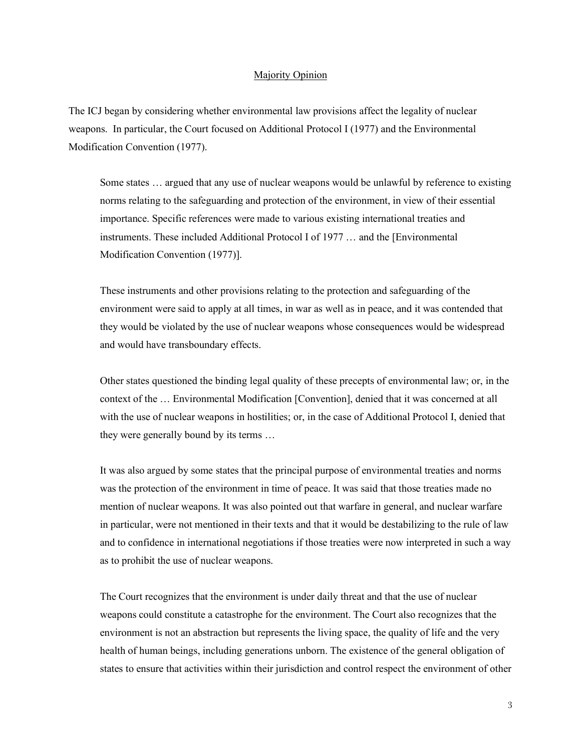## Majority Opinion

The ICJ began by considering whether environmental law provisions affect the legality of nuclear weapons. In particular, the Court focused on Additional Protocol I (1977) and the Environmental Modification Convention (1977).

> Some states … argued that any use of nuclear weapons would be unlawful by reference to existing norms relating to the safeguarding and protection of the environment, in view of their essential importance. Specific references were made to various existing international treaties and instruments. These included Additional Protocol I of 1977 … and the [Environmental Modification Convention (1977)].
>
> These instruments and other provisions relating to the protection and safeguarding of the environment were said to apply at all times, in war as well as in peace, and it was contended that they would be violated by the use of nuclear weapons whose consequences would be widespread and would have transboundary effects.
>
> Other states questioned the binding legal quality of these precepts of environmental law; or, in the context of the … Environmental Modification [Convention], denied that it was concerned at all with the use of nuclear weapons in hostilities; or, in the case of Additional Protocol I, denied that they were generally bound by its terms …
>
> It was also argued by some states that the principal purpose of environmental treaties and norms was the protection of the environment in time of peace. It was said that those treaties made no mention of nuclear weapons. It was also pointed out that warfare in general, and nuclear warfare in particular, were not mentioned in their texts and that it would be destabilizing to the rule of law and to confidence in international negotiations if those treaties were now interpreted in such a way as to prohibit the use of nuclear weapons.
>
> The Court recognizes that the environment is under daily threat and that the use of nuclear weapons could constitute a catastrophe for the environment. The Court also recognizes that the environment is not an abstraction but represents the living space, the quality of life and the very health of human beings, including generations unborn. The existence of the general obligation of states to ensure that activities within their jurisdiction and control respect the environment of other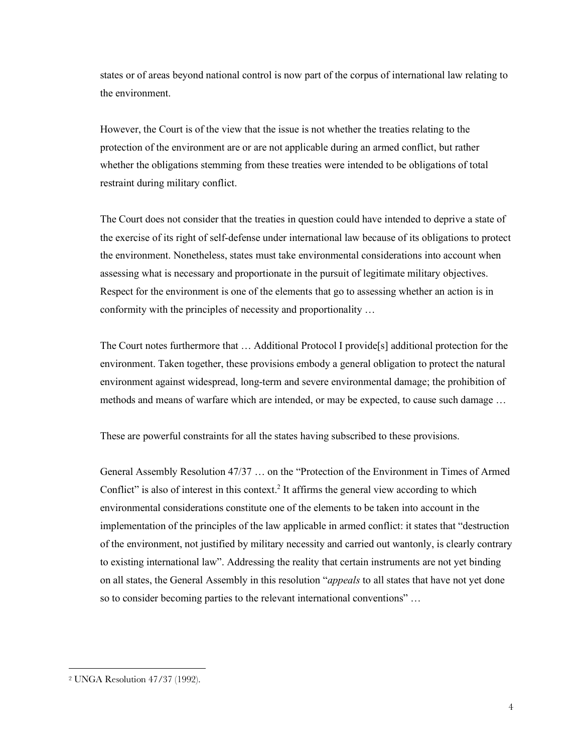states or of areas beyond national control is now part of the corpus of international law relating to the environment.

However, the Court is of the view that the issue is not whether the treaties relating to the protection of the environment are or are not applicable during an armed conflict, but rather whether the obligations stemming from these treaties were intended to be obligations of total restraint during military conflict.

The Court does not consider that the treaties in question could have intended to deprive a state of the exercise of its right of self-defense under international law because of its obligations to protect the environment. Nonetheless, states must take environmental considerations into account when assessing what is necessary and proportionate in the pursuit of legitimate military objectives. Respect for the environment is one of the elements that go to assessing whether an action is in conformity with the principles of necessity and proportionality …

The Court notes furthermore that … Additional Protocol I provide[s] additional protection for the environment. Taken together, these provisions embody a general obligation to protect the natural environment against widespread, long-term and severe environmental damage; the prohibition of methods and means of warfare which are intended, or may be expected, to cause such damage …

These are powerful constraints for all the states having subscribed to these provisions.

General Assembly Resolution 47/37 … on the "Protection of the Environment in Times of Armed Conflict" is also of interest in this context.[2] It affirms the general view according to which environmental considerations constitute one of the elements to be taken into account in the implementation of the principles of the law applicable in armed conflict: it states that "destruction of the environment, not justified by military necessity and carried out wantonly, is clearly contrary to existing international law". Addressing the reality that certain instruments are not yet binding on all states, the General Assembly in this resolution "*appeals* to all states that have not yet done so to consider becoming parties to the relevant international conventions" …

[2] UNGA Resolution 47/37 (1992).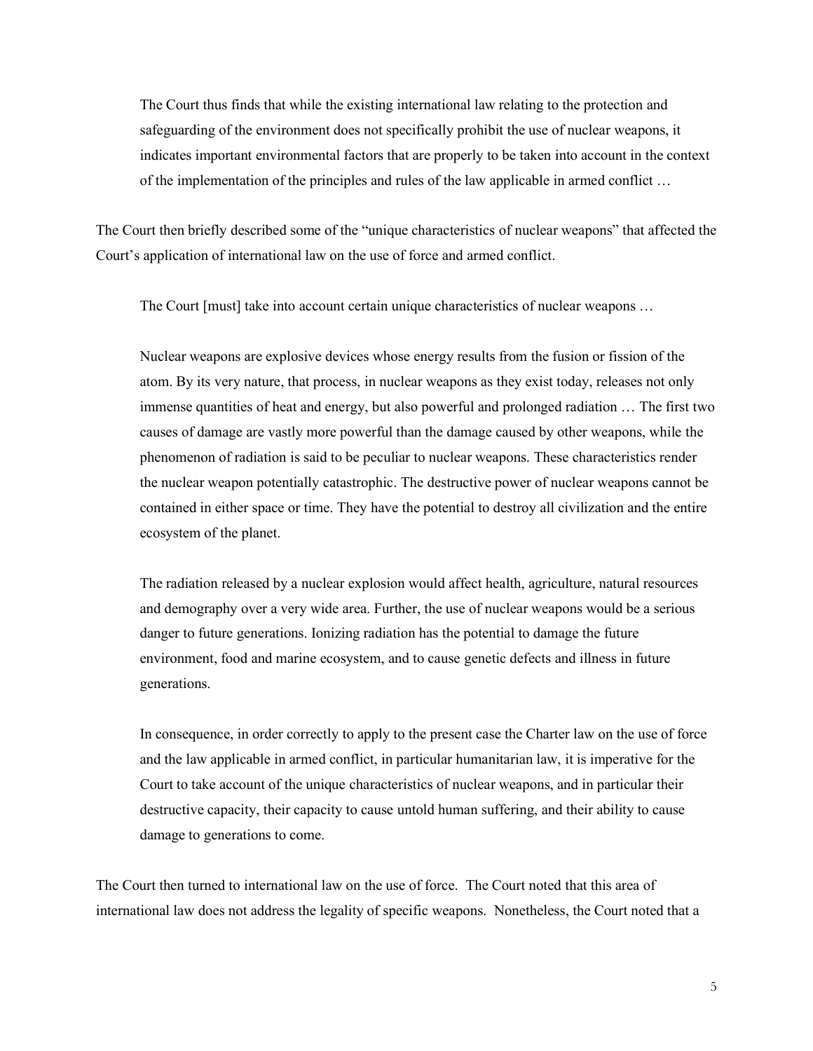> The Court thus finds that while the existing international law relating to the protection and safeguarding of the environment does not specifically prohibit the use of nuclear weapons, it indicates important environmental factors that are properly to be taken into account in the context of the implementation of the principles and rules of the law applicable in armed conflict …

The Court then briefly described some of the "unique characteristics of nuclear weapons" that affected the Court's application of international law on the use of force and armed conflict.

> The Court [must] take into account certain unique characteristics of nuclear weapons …
>
> Nuclear weapons are explosive devices whose energy results from the fusion or fission of the atom. By its very nature, that process, in nuclear weapons as they exist today, releases not only immense quantities of heat and energy, but also powerful and prolonged radiation … The first two causes of damage are vastly more powerful than the damage caused by other weapons, while the phenomenon of radiation is said to be peculiar to nuclear weapons. These characteristics render the nuclear weapon potentially catastrophic. The destructive power of nuclear weapons cannot be contained in either space or time. They have the potential to destroy all civilization and the entire ecosystem of the planet.
>
> The radiation released by a nuclear explosion would affect health, agriculture, natural resources and demography over a very wide area. Further, the use of nuclear weapons would be a serious danger to future generations. Ionizing radiation has the potential to damage the future environment, food and marine ecosystem, and to cause genetic defects and illness in future generations.
>
> In consequence, in order correctly to apply to the present case the Charter law on the use of force and the law applicable in armed conflict, in particular humanitarian law, it is imperative for the Court to take account of the unique characteristics of nuclear weapons, and in particular their destructive capacity, their capacity to cause untold human suffering, and their ability to cause damage to generations to come.

The Court then turned to international law on the use of force. The Court noted that this area of international law does not address the legality of specific weapons. Nonetheless, the Court noted that a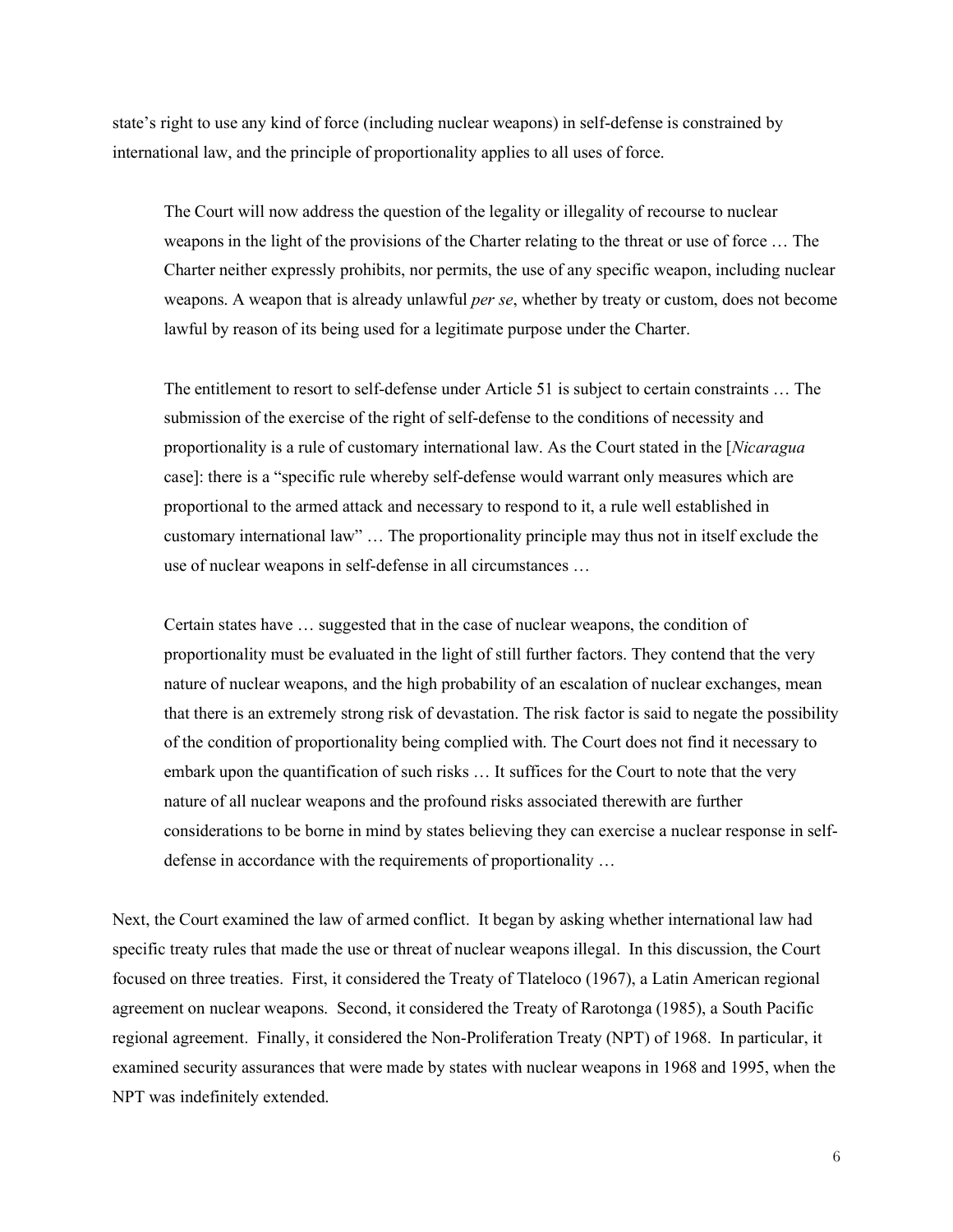state's right to use any kind of force (including nuclear weapons) in self-defense is constrained by international law, and the principle of proportionality applies to all uses of force.

> The Court will now address the question of the legality or illegality of recourse to nuclear weapons in the light of the provisions of the Charter relating to the threat or use of force … The Charter neither expressly prohibits, nor permits, the use of any specific weapon, including nuclear weapons. A weapon that is already unlawful *per se*, whether by treaty or custom, does not become lawful by reason of its being used for a legitimate purpose under the Charter.
>
> The entitlement to resort to self-defense under Article 51 is subject to certain constraints … The submission of the exercise of the right of self-defense to the conditions of necessity and proportionality is a rule of customary international law. As the Court stated in the [*Nicaragua* case]: there is a "specific rule whereby self-defense would warrant only measures which are proportional to the armed attack and necessary to respond to it, a rule well established in customary international law" … The proportionality principle may thus not in itself exclude the use of nuclear weapons in self-defense in all circumstances …
>
> Certain states have … suggested that in the case of nuclear weapons, the condition of proportionality must be evaluated in the light of still further factors. They contend that the very nature of nuclear weapons, and the high probability of an escalation of nuclear exchanges, mean that there is an extremely strong risk of devastation. The risk factor is said to negate the possibility of the condition of proportionality being complied with. The Court does not find it necessary to embark upon the quantification of such risks … It suffices for the Court to note that the very nature of all nuclear weapons and the profound risks associated therewith are further considerations to be borne in mind by states believing they can exercise a nuclear response in self-defense in accordance with the requirements of proportionality …

Next, the Court examined the law of armed conflict. It began by asking whether international law had specific treaty rules that made the use or threat of nuclear weapons illegal. In this discussion, the Court focused on three treaties. First, it considered the Treaty of Tlateloco (1967), a Latin American regional agreement on nuclear weapons. Second, it considered the Treaty of Rarotonga (1985), a South Pacific regional agreement. Finally, it considered the Non-Proliferation Treaty (NPT) of 1968. In particular, it examined security assurances that were made by states with nuclear weapons in 1968 and 1995, when the NPT was indefinitely extended.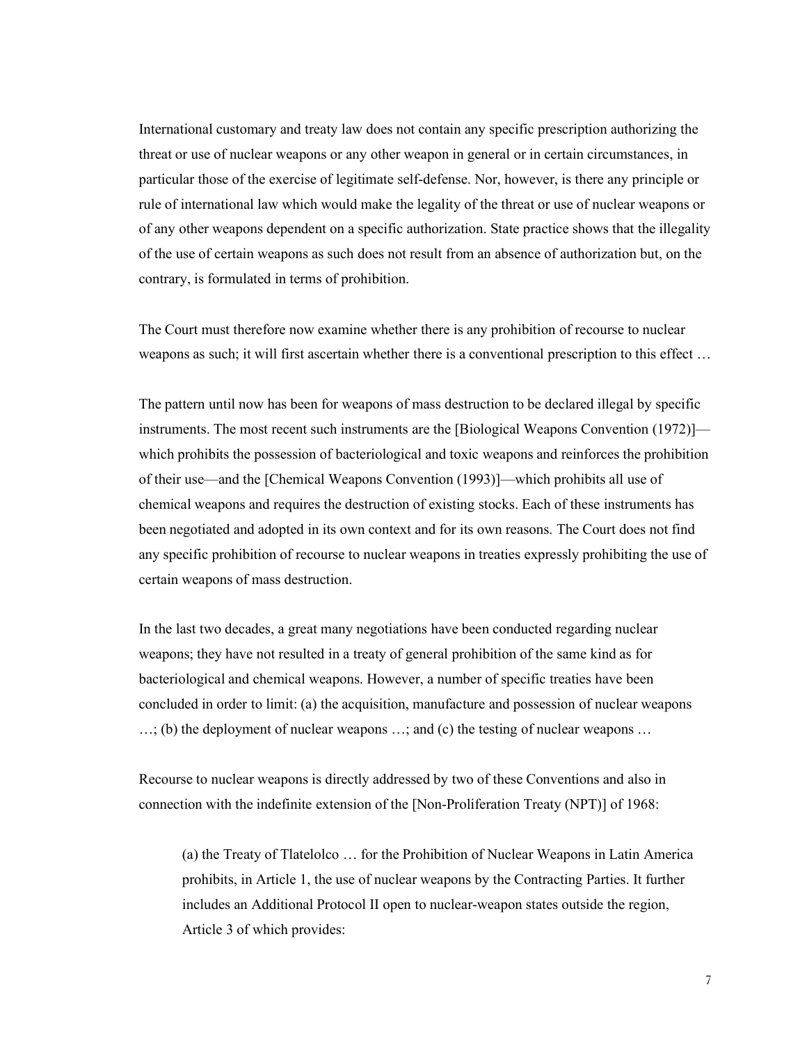International customary and treaty law does not contain any specific prescription authorizing the threat or use of nuclear weapons or any other weapon in general or in certain circumstances, in particular those of the exercise of legitimate self-defense. Nor, however, is there any principle or rule of international law which would make the legality of the threat or use of nuclear weapons or of any other weapons dependent on a specific authorization. State practice shows that the illegality of the use of certain weapons as such does not result from an absence of authorization but, on the contrary, is formulated in terms of prohibition.

The Court must therefore now examine whether there is any prohibition of recourse to nuclear weapons as such; it will first ascertain whether there is a conventional prescription to this effect …

The pattern until now has been for weapons of mass destruction to be declared illegal by specific instruments. The most recent such instruments are the [Biological Weapons Convention (1972)]—which prohibits the possession of bacteriological and toxic weapons and reinforces the prohibition of their use—and the [Chemical Weapons Convention (1993)]—which prohibits all use of chemical weapons and requires the destruction of existing stocks. Each of these instruments has been negotiated and adopted in its own context and for its own reasons. The Court does not find any specific prohibition of recourse to nuclear weapons in treaties expressly prohibiting the use of certain weapons of mass destruction.

In the last two decades, a great many negotiations have been conducted regarding nuclear weapons; they have not resulted in a treaty of general prohibition of the same kind as for bacteriological and chemical weapons. However, a number of specific treaties have been concluded in order to limit: (a) the acquisition, manufacture and possession of nuclear weapons …; (b) the deployment of nuclear weapons …; and (c) the testing of nuclear weapons …

Recourse to nuclear weapons is directly addressed by two of these Conventions and also in connection with the indefinite extension of the [Non-Proliferation Treaty (NPT)] of 1968:

> (a) the Treaty of Tlatelolco … for the Prohibition of Nuclear Weapons in Latin America prohibits, in Article 1, the use of nuclear weapons by the Contracting Parties. It further includes an Additional Protocol II open to nuclear-weapon states outside the region, Article 3 of which provides: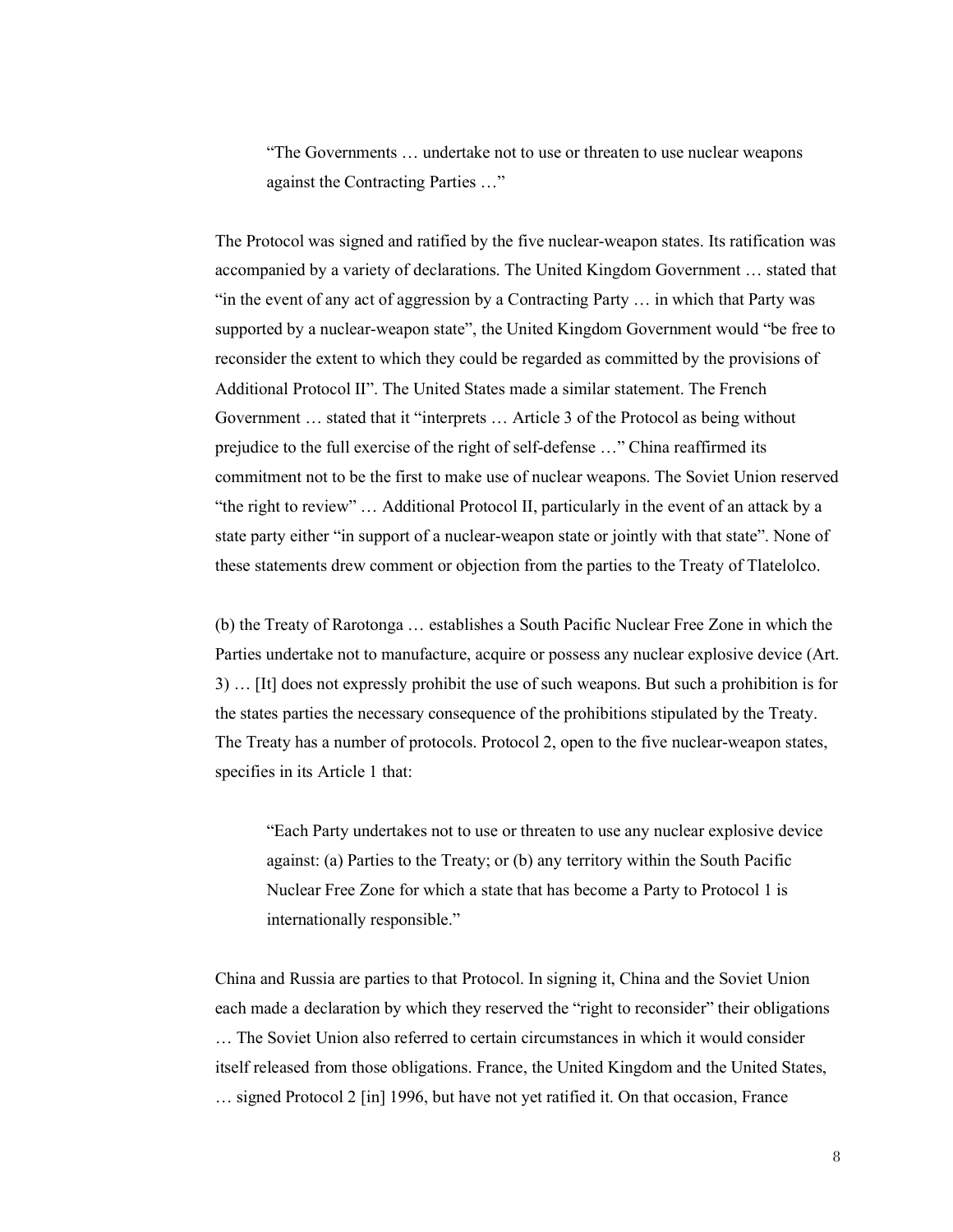> "The Governments … undertake not to use or threaten to use nuclear weapons against the Contracting Parties …"

The Protocol was signed and ratified by the five nuclear-weapon states. Its ratification was accompanied by a variety of declarations. The United Kingdom Government … stated that "in the event of any act of aggression by a Contracting Party … in which that Party was supported by a nuclear-weapon state", the United Kingdom Government would "be free to reconsider the extent to which they could be regarded as committed by the provisions of Additional Protocol II". The United States made a similar statement. The French Government … stated that it "interprets … Article 3 of the Protocol as being without prejudice to the full exercise of the right of self-defense …" China reaffirmed its commitment not to be the first to make use of nuclear weapons. The Soviet Union reserved "the right to review" … Additional Protocol II, particularly in the event of an attack by a state party either "in support of a nuclear-weapon state or jointly with that state". None of these statements drew comment or objection from the parties to the Treaty of Tlatelolco.

(b) the Treaty of Rarotonga … establishes a South Pacific Nuclear Free Zone in which the Parties undertake not to manufacture, acquire or possess any nuclear explosive device (Art. 3) … [It] does not expressly prohibit the use of such weapons. But such a prohibition is for the states parties the necessary consequence of the prohibitions stipulated by the Treaty. The Treaty has a number of protocols. Protocol 2, open to the five nuclear-weapon states, specifies in its Article 1 that:

> "Each Party undertakes not to use or threaten to use any nuclear explosive device against: (a) Parties to the Treaty; or (b) any territory within the South Pacific Nuclear Free Zone for which a state that has become a Party to Protocol 1 is internationally responsible."

China and Russia are parties to that Protocol. In signing it, China and the Soviet Union each made a declaration by which they reserved the "right to reconsider" their obligations … The Soviet Union also referred to certain circumstances in which it would consider itself released from those obligations. France, the United Kingdom and the United States, … signed Protocol 2 [in] 1996, but have not yet ratified it. On that occasion, France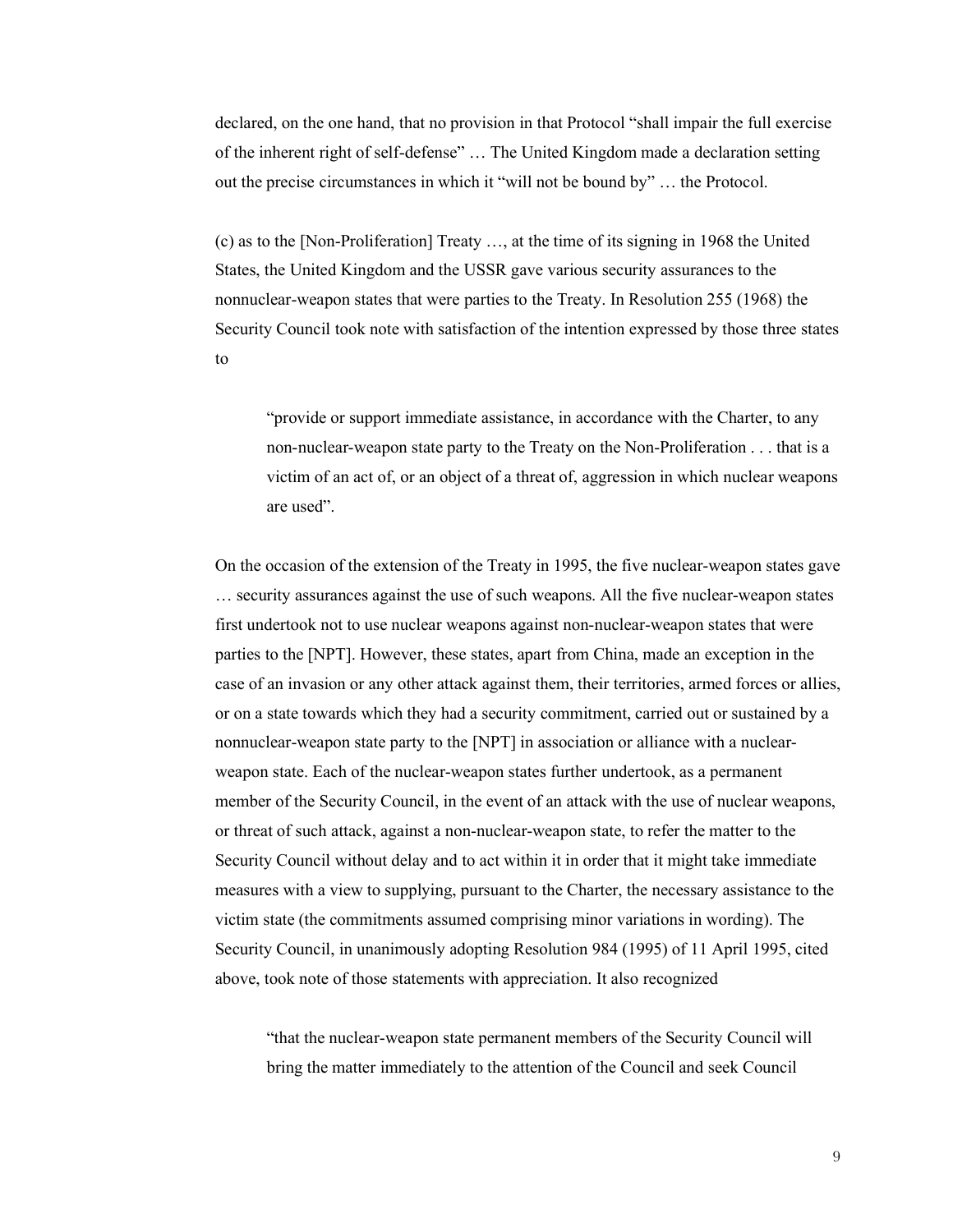declared, on the one hand, that no provision in that Protocol "shall impair the full exercise of the inherent right of self-defense" … The United Kingdom made a declaration setting out the precise circumstances in which it "will not be bound by" … the Protocol.

(c) as to the [Non-Proliferation] Treaty …, at the time of its signing in 1968 the United States, the United Kingdom and the USSR gave various security assurances to the nonnuclear-weapon states that were parties to the Treaty. In Resolution 255 (1968) the Security Council took note with satisfaction of the intention expressed by those three states to

> "provide or support immediate assistance, in accordance with the Charter, to any non-nuclear-weapon state party to the Treaty on the Non-Proliferation . . . that is a victim of an act of, or an object of a threat of, aggression in which nuclear weapons are used".

On the occasion of the extension of the Treaty in 1995, the five nuclear-weapon states gave … security assurances against the use of such weapons. All the five nuclear-weapon states first undertook not to use nuclear weapons against non-nuclear-weapon states that were parties to the [NPT]. However, these states, apart from China, made an exception in the case of an invasion or any other attack against them, their territories, armed forces or allies, or on a state towards which they had a security commitment, carried out or sustained by a nonnuclear-weapon state party to the [NPT] in association or alliance with a nuclear-weapon state. Each of the nuclear-weapon states further undertook, as a permanent member of the Security Council, in the event of an attack with the use of nuclear weapons, or threat of such attack, against a non-nuclear-weapon state, to refer the matter to the Security Council without delay and to act within it in order that it might take immediate measures with a view to supplying, pursuant to the Charter, the necessary assistance to the victim state (the commitments assumed comprising minor variations in wording). The Security Council, in unanimously adopting Resolution 984 (1995) of 11 April 1995, cited above, took note of those statements with appreciation. It also recognized

> "that the nuclear-weapon state permanent members of the Security Council will bring the matter immediately to the attention of the Council and seek Council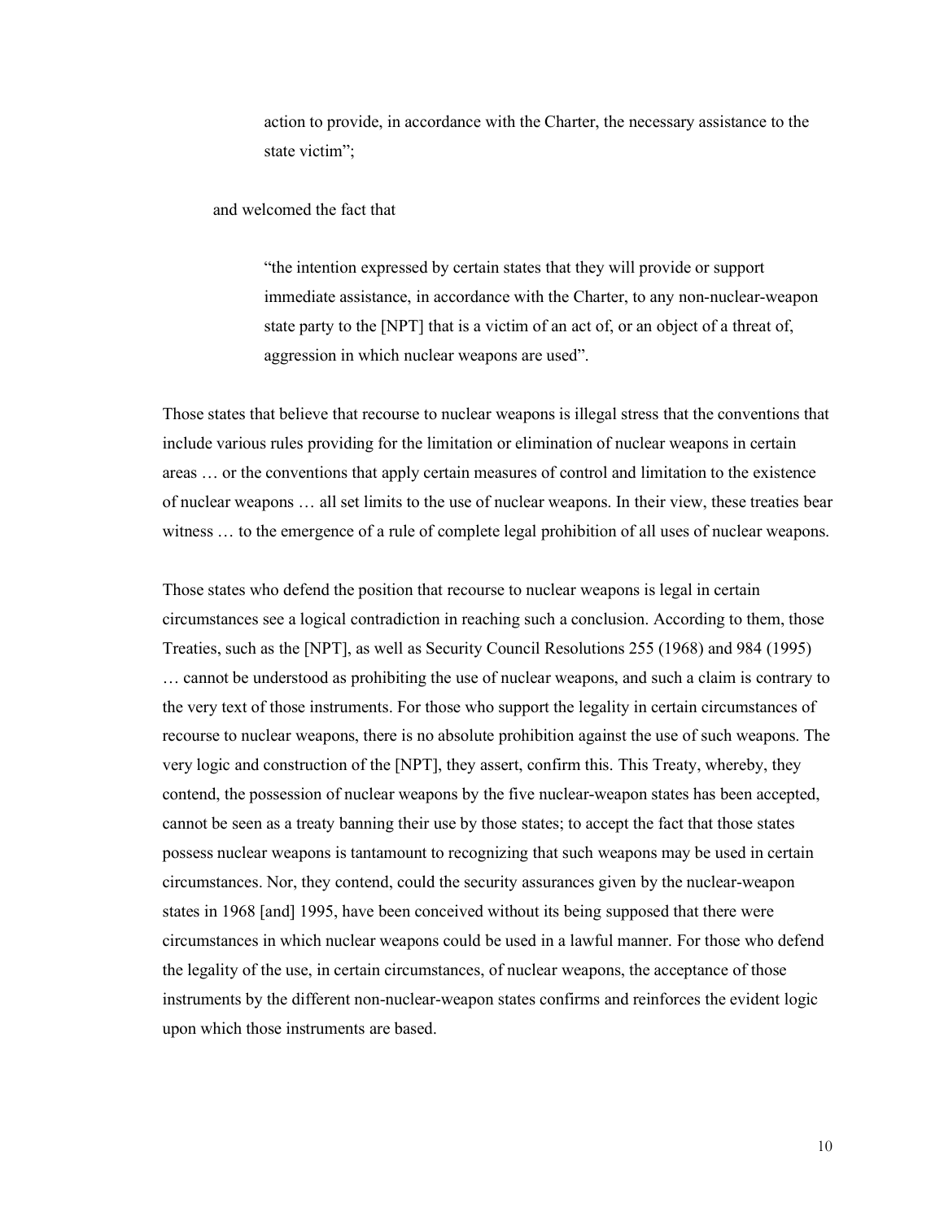> action to provide, in accordance with the Charter, the necessary assistance to the state victim";

and welcomed the fact that

> "the intention expressed by certain states that they will provide or support immediate assistance, in accordance with the Charter, to any non-nuclear-weapon state party to the [NPT] that is a victim of an act of, or an object of a threat of, aggression in which nuclear weapons are used".

Those states that believe that recourse to nuclear weapons is illegal stress that the conventions that include various rules providing for the limitation or elimination of nuclear weapons in certain areas … or the conventions that apply certain measures of control and limitation to the existence of nuclear weapons … all set limits to the use of nuclear weapons. In their view, these treaties bear witness … to the emergence of a rule of complete legal prohibition of all uses of nuclear weapons.

Those states who defend the position that recourse to nuclear weapons is legal in certain circumstances see a logical contradiction in reaching such a conclusion. According to them, those Treaties, such as the [NPT], as well as Security Council Resolutions 255 (1968) and 984 (1995) … cannot be understood as prohibiting the use of nuclear weapons, and such a claim is contrary to the very text of those instruments. For those who support the legality in certain circumstances of recourse to nuclear weapons, there is no absolute prohibition against the use of such weapons. The very logic and construction of the [NPT], they assert, confirm this. This Treaty, whereby, they contend, the possession of nuclear weapons by the five nuclear-weapon states has been accepted, cannot be seen as a treaty banning their use by those states; to accept the fact that those states possess nuclear weapons is tantamount to recognizing that such weapons may be used in certain circumstances. Nor, they contend, could the security assurances given by the nuclear-weapon states in 1968 [and] 1995, have been conceived without its being supposed that there were circumstances in which nuclear weapons could be used in a lawful manner. For those who defend the legality of the use, in certain circumstances, of nuclear weapons, the acceptance of those instruments by the different non-nuclear-weapon states confirms and reinforces the evident logic upon which those instruments are based.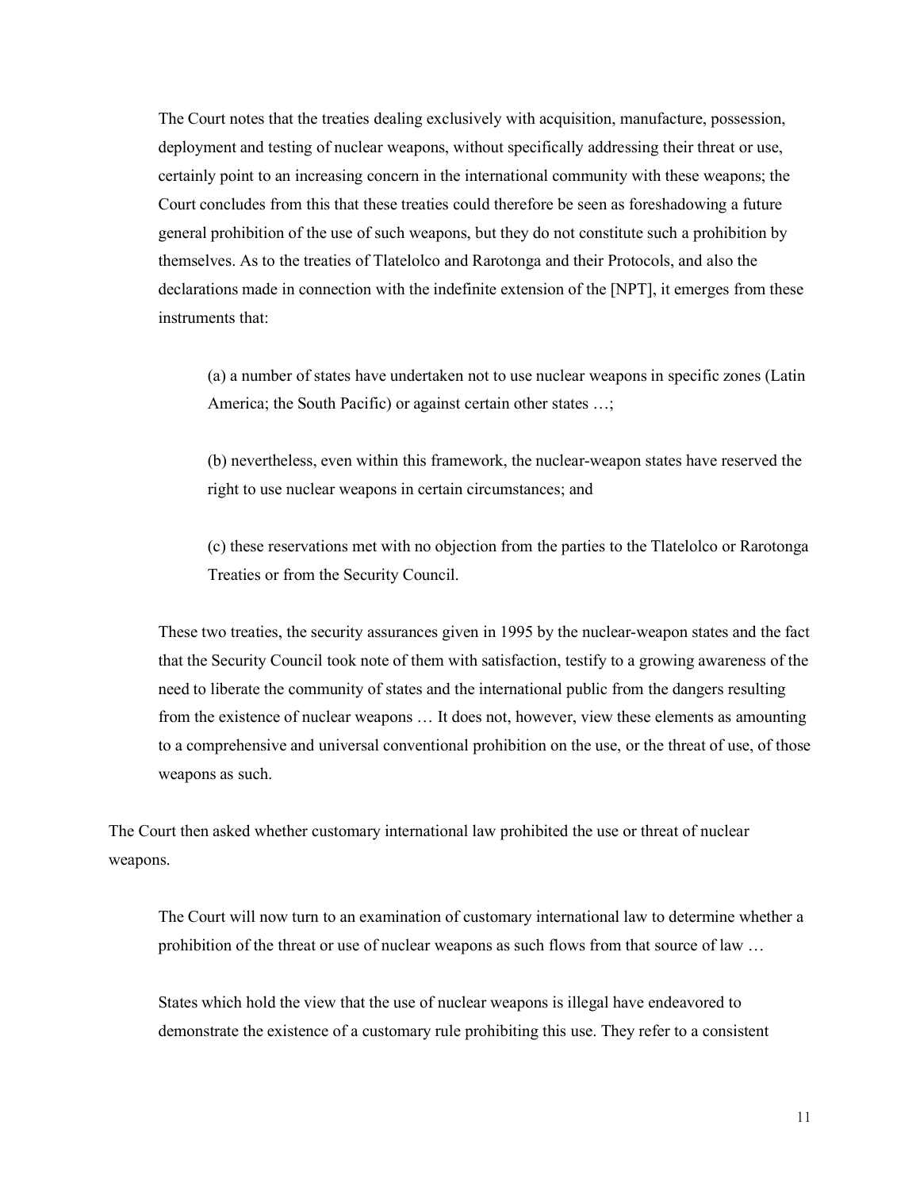> The Court notes that the treaties dealing exclusively with acquisition, manufacture, possession, deployment and testing of nuclear weapons, without specifically addressing their threat or use, certainly point to an increasing concern in the international community with these weapons; the Court concludes from this that these treaties could therefore be seen as foreshadowing a future general prohibition of the use of such weapons, but they do not constitute such a prohibition by themselves. As to the treaties of Tlatelolco and Rarotonga and their Protocols, and also the declarations made in connection with the indefinite extension of the [NPT], it emerges from these instruments that:
>
> > (a) a number of states have undertaken not to use nuclear weapons in specific zones (Latin America; the South Pacific) or against certain other states …;
> >
> > (b) nevertheless, even within this framework, the nuclear-weapon states have reserved the right to use nuclear weapons in certain circumstances; and
> >
> > (c) these reservations met with no objection from the parties to the Tlatelolco or Rarotonga Treaties or from the Security Council.
>
> These two treaties, the security assurances given in 1995 by the nuclear-weapon states and the fact that the Security Council took note of them with satisfaction, testify to a growing awareness of the need to liberate the community of states and the international public from the dangers resulting from the existence of nuclear weapons … It does not, however, view these elements as amounting to a comprehensive and universal conventional prohibition on the use, or the threat of use, of those weapons as such.

The Court then asked whether customary international law prohibited the use or threat of nuclear weapons.

> The Court will now turn to an examination of customary international law to determine whether a prohibition of the threat or use of nuclear weapons as such flows from that source of law …
>
> States which hold the view that the use of nuclear weapons is illegal have endeavored to demonstrate the existence of a customary rule prohibiting this use. They refer to a consistent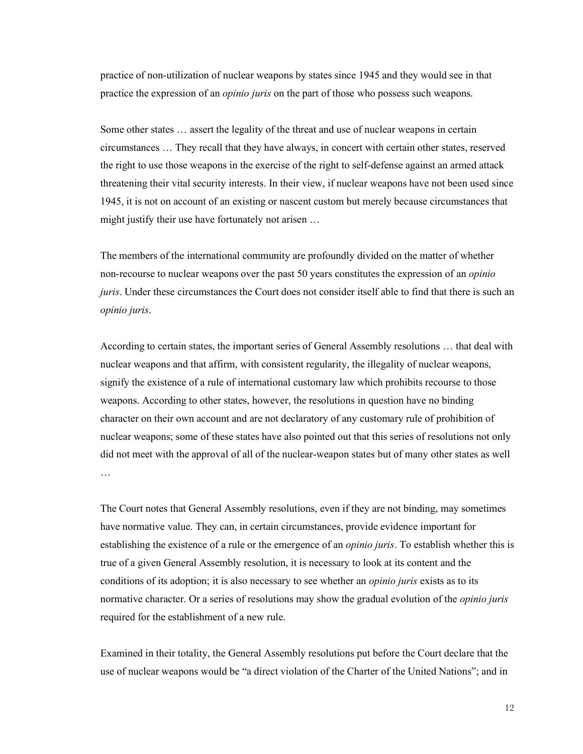practice of non-utilization of nuclear weapons by states since 1945 and they would see in that practice the expression of an *opinio juris* on the part of those who possess such weapons.

Some other states … assert the legality of the threat and use of nuclear weapons in certain circumstances … They recall that they have always, in concert with certain other states, reserved the right to use those weapons in the exercise of the right to self-defense against an armed attack threatening their vital security interests. In their view, if nuclear weapons have not been used since 1945, it is not on account of an existing or nascent custom but merely because circumstances that might justify their use have fortunately not arisen …

The members of the international community are profoundly divided on the matter of whether non-recourse to nuclear weapons over the past 50 years constitutes the expression of an *opinio juris*. Under these circumstances the Court does not consider itself able to find that there is such an *opinio juris*.

According to certain states, the important series of General Assembly resolutions … that deal with nuclear weapons and that affirm, with consistent regularity, the illegality of nuclear weapons, signify the existence of a rule of international customary law which prohibits recourse to those weapons. According to other states, however, the resolutions in question have no binding character on their own account and are not declaratory of any customary rule of prohibition of nuclear weapons; some of these states have also pointed out that this series of resolutions not only did not meet with the approval of all of the nuclear-weapon states but of many other states as well …

The Court notes that General Assembly resolutions, even if they are not binding, may sometimes have normative value. They can, in certain circumstances, provide evidence important for establishing the existence of a rule or the emergence of an *opinio juris*. To establish whether this is true of a given General Assembly resolution, it is necessary to look at its content and the conditions of its adoption; it is also necessary to see whether an *opinio juris* exists as to its normative character. Or a series of resolutions may show the gradual evolution of the *opinio juris* required for the establishment of a new rule.

Examined in their totality, the General Assembly resolutions put before the Court declare that the use of nuclear weapons would be "a direct violation of the Charter of the United Nations"; and in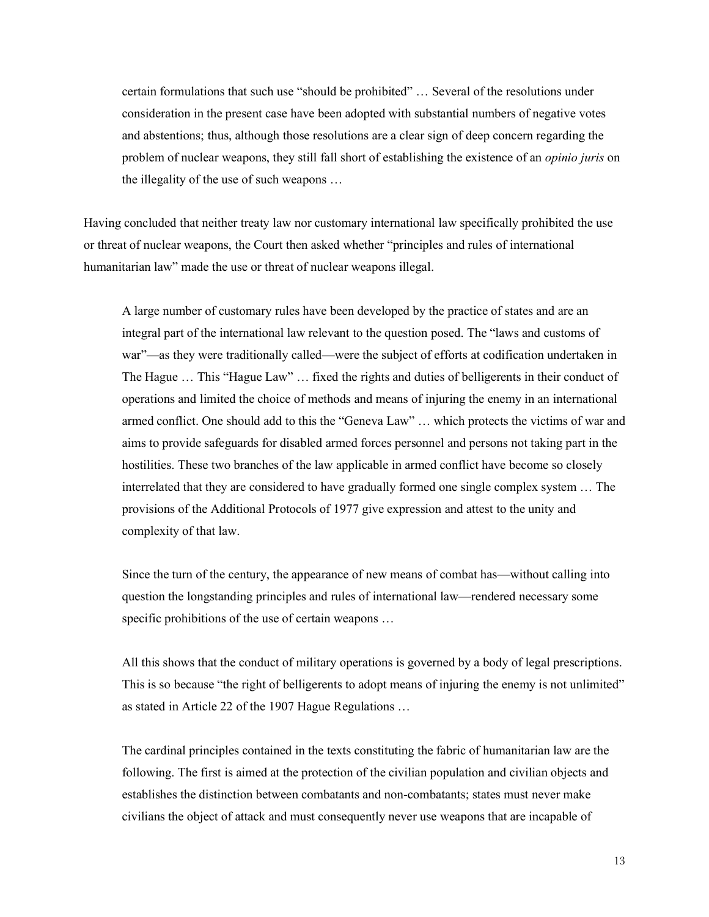> certain formulations that such use "should be prohibited" … Several of the resolutions under consideration in the present case have been adopted with substantial numbers of negative votes and abstentions; thus, although those resolutions are a clear sign of deep concern regarding the problem of nuclear weapons, they still fall short of establishing the existence of an *opinio juris* on the illegality of the use of such weapons …

Having concluded that neither treaty law nor customary international law specifically prohibited the use or threat of nuclear weapons, the Court then asked whether "principles and rules of international humanitarian law" made the use or threat of nuclear weapons illegal.

> A large number of customary rules have been developed by the practice of states and are an integral part of the international law relevant to the question posed. The "laws and customs of war"—as they were traditionally called—were the subject of efforts at codification undertaken in The Hague … This "Hague Law" … fixed the rights and duties of belligerents in their conduct of operations and limited the choice of methods and means of injuring the enemy in an international armed conflict. One should add to this the "Geneva Law" … which protects the victims of war and aims to provide safeguards for disabled armed forces personnel and persons not taking part in the hostilities. These two branches of the law applicable in armed conflict have become so closely interrelated that they are considered to have gradually formed one single complex system … The provisions of the Additional Protocols of 1977 give expression and attest to the unity and complexity of that law.
>
> Since the turn of the century, the appearance of new means of combat has—without calling into question the longstanding principles and rules of international law—rendered necessary some specific prohibitions of the use of certain weapons …
>
> All this shows that the conduct of military operations is governed by a body of legal prescriptions. This is so because "the right of belligerents to adopt means of injuring the enemy is not unlimited" as stated in Article 22 of the 1907 Hague Regulations …
>
> The cardinal principles contained in the texts constituting the fabric of humanitarian law are the following. The first is aimed at the protection of the civilian population and civilian objects and establishes the distinction between combatants and non-combatants; states must never make civilians the object of attack and must consequently never use weapons that are incapable of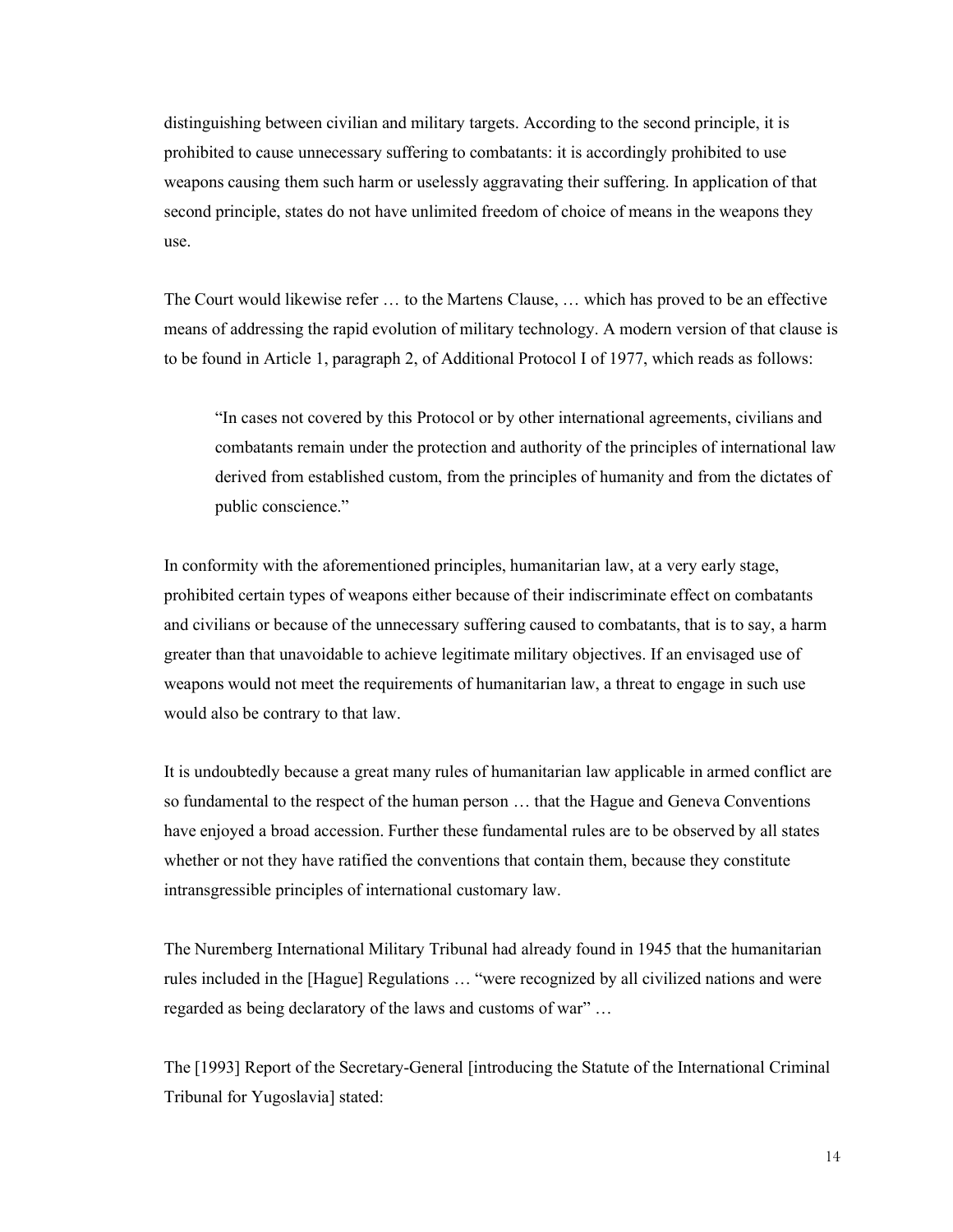distinguishing between civilian and military targets. According to the second principle, it is prohibited to cause unnecessary suffering to combatants: it is accordingly prohibited to use weapons causing them such harm or uselessly aggravating their suffering. In application of that second principle, states do not have unlimited freedom of choice of means in the weapons they use.

The Court would likewise refer … to the Martens Clause, … which has proved to be an effective means of addressing the rapid evolution of military technology. A modern version of that clause is to be found in Article 1, paragraph 2, of Additional Protocol I of 1977, which reads as follows:

> "In cases not covered by this Protocol or by other international agreements, civilians and combatants remain under the protection and authority of the principles of international law derived from established custom, from the principles of humanity and from the dictates of public conscience."

In conformity with the aforementioned principles, humanitarian law, at a very early stage, prohibited certain types of weapons either because of their indiscriminate effect on combatants and civilians or because of the unnecessary suffering caused to combatants, that is to say, a harm greater than that unavoidable to achieve legitimate military objectives. If an envisaged use of weapons would not meet the requirements of humanitarian law, a threat to engage in such use would also be contrary to that law.

It is undoubtedly because a great many rules of humanitarian law applicable in armed conflict are so fundamental to the respect of the human person … that the Hague and Geneva Conventions have enjoyed a broad accession. Further these fundamental rules are to be observed by all states whether or not they have ratified the conventions that contain them, because they constitute intransgressible principles of international customary law.

The Nuremberg International Military Tribunal had already found in 1945 that the humanitarian rules included in the [Hague] Regulations … "were recognized by all civilized nations and were regarded as being declaratory of the laws and customs of war" …

The [1993] Report of the Secretary-General [introducing the Statute of the International Criminal Tribunal for Yugoslavia] stated: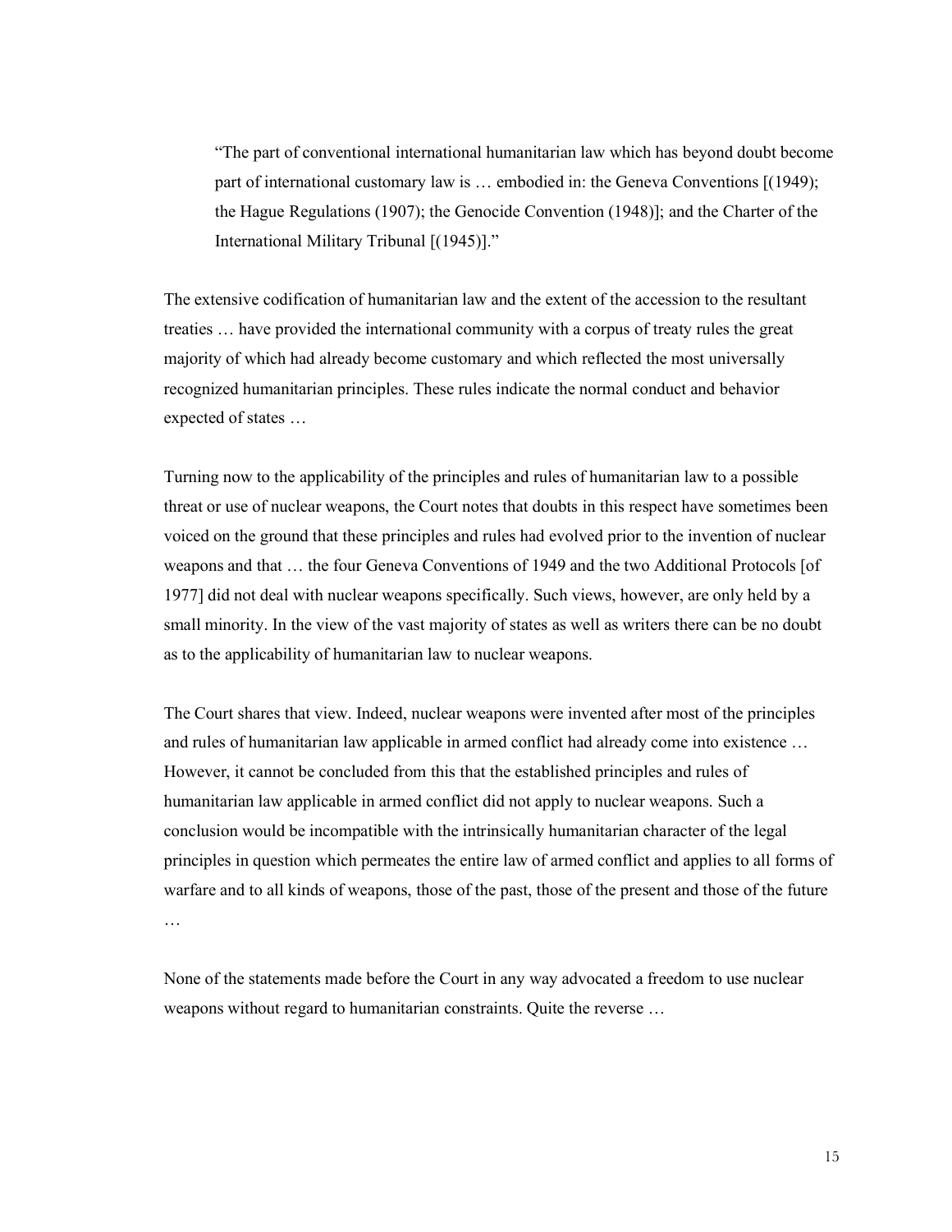> "The part of conventional international humanitarian law which has beyond doubt become part of international customary law is … embodied in: the Geneva Conventions [(1949); the Hague Regulations (1907); the Genocide Convention (1948)]; and the Charter of the International Military Tribunal [(1945)]."

The extensive codification of humanitarian law and the extent of the accession to the resultant treaties … have provided the international community with a corpus of treaty rules the great majority of which had already become customary and which reflected the most universally recognized humanitarian principles. These rules indicate the normal conduct and behavior expected of states …

Turning now to the applicability of the principles and rules of humanitarian law to a possible threat or use of nuclear weapons, the Court notes that doubts in this respect have sometimes been voiced on the ground that these principles and rules had evolved prior to the invention of nuclear weapons and that … the four Geneva Conventions of 1949 and the two Additional Protocols [of 1977] did not deal with nuclear weapons specifically. Such views, however, are only held by a small minority. In the view of the vast majority of states as well as writers there can be no doubt as to the applicability of humanitarian law to nuclear weapons.

The Court shares that view. Indeed, nuclear weapons were invented after most of the principles and rules of humanitarian law applicable in armed conflict had already come into existence … However, it cannot be concluded from this that the established principles and rules of humanitarian law applicable in armed conflict did not apply to nuclear weapons. Such a conclusion would be incompatible with the intrinsically humanitarian character of the legal principles in question which permeates the entire law of armed conflict and applies to all forms of warfare and to all kinds of weapons, those of the past, those of the present and those of the future …

None of the statements made before the Court in any way advocated a freedom to use nuclear weapons without regard to humanitarian constraints. Quite the reverse …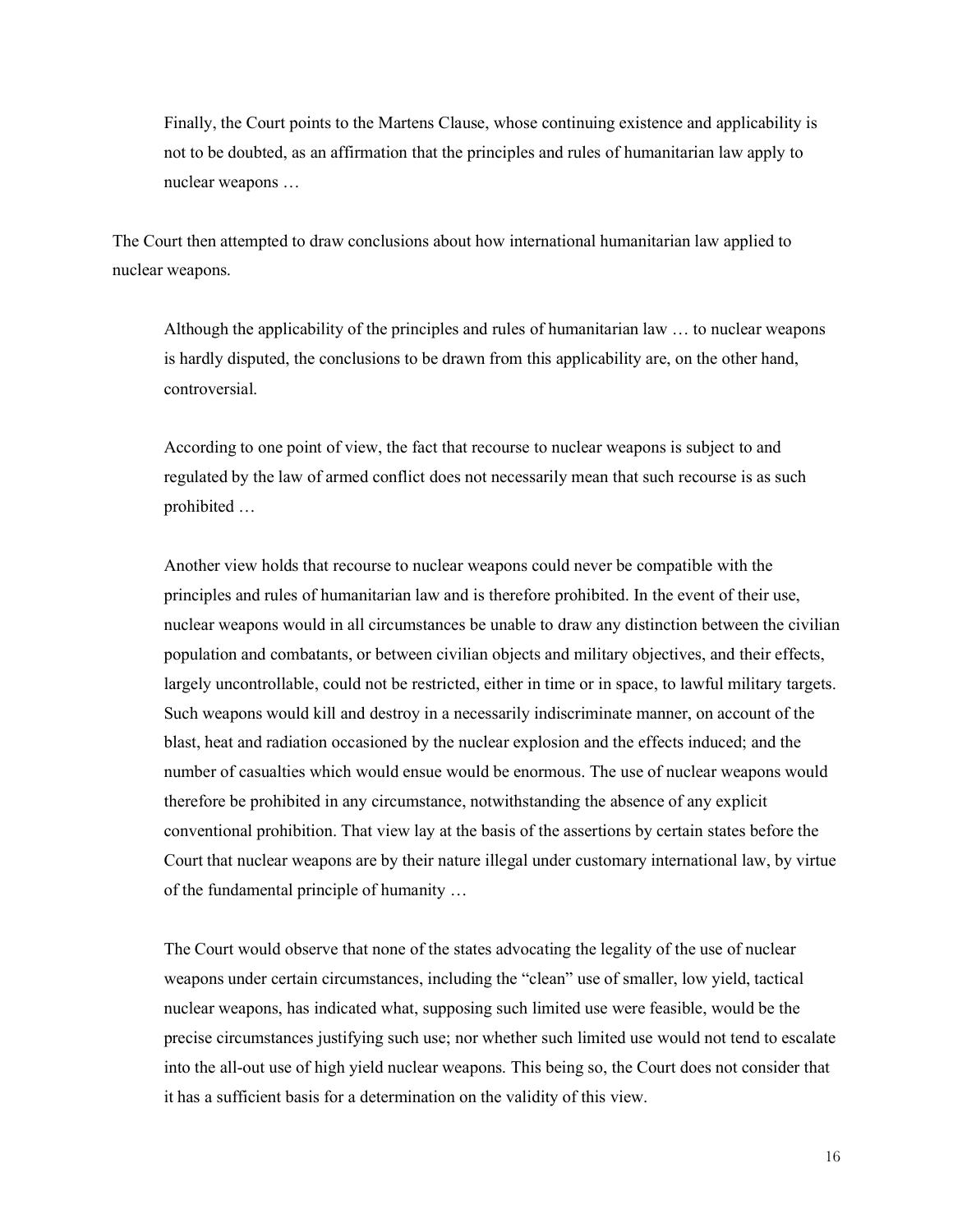> Finally, the Court points to the Martens Clause, whose continuing existence and applicability is not to be doubted, as an affirmation that the principles and rules of humanitarian law apply to nuclear weapons …

The Court then attempted to draw conclusions about how international humanitarian law applied to nuclear weapons.

> Although the applicability of the principles and rules of humanitarian law … to nuclear weapons is hardly disputed, the conclusions to be drawn from this applicability are, on the other hand, controversial.
>
> According to one point of view, the fact that recourse to nuclear weapons is subject to and regulated by the law of armed conflict does not necessarily mean that such recourse is as such prohibited …
>
> Another view holds that recourse to nuclear weapons could never be compatible with the principles and rules of humanitarian law and is therefore prohibited. In the event of their use, nuclear weapons would in all circumstances be unable to draw any distinction between the civilian population and combatants, or between civilian objects and military objectives, and their effects, largely uncontrollable, could not be restricted, either in time or in space, to lawful military targets. Such weapons would kill and destroy in a necessarily indiscriminate manner, on account of the blast, heat and radiation occasioned by the nuclear explosion and the effects induced; and the number of casualties which would ensue would be enormous. The use of nuclear weapons would therefore be prohibited in any circumstance, notwithstanding the absence of any explicit conventional prohibition. That view lay at the basis of the assertions by certain states before the Court that nuclear weapons are by their nature illegal under customary international law, by virtue of the fundamental principle of humanity …
>
> The Court would observe that none of the states advocating the legality of the use of nuclear weapons under certain circumstances, including the "clean" use of smaller, low yield, tactical nuclear weapons, has indicated what, supposing such limited use were feasible, would be the precise circumstances justifying such use; nor whether such limited use would not tend to escalate into the all-out use of high yield nuclear weapons. This being so, the Court does not consider that it has a sufficient basis for a determination on the validity of this view.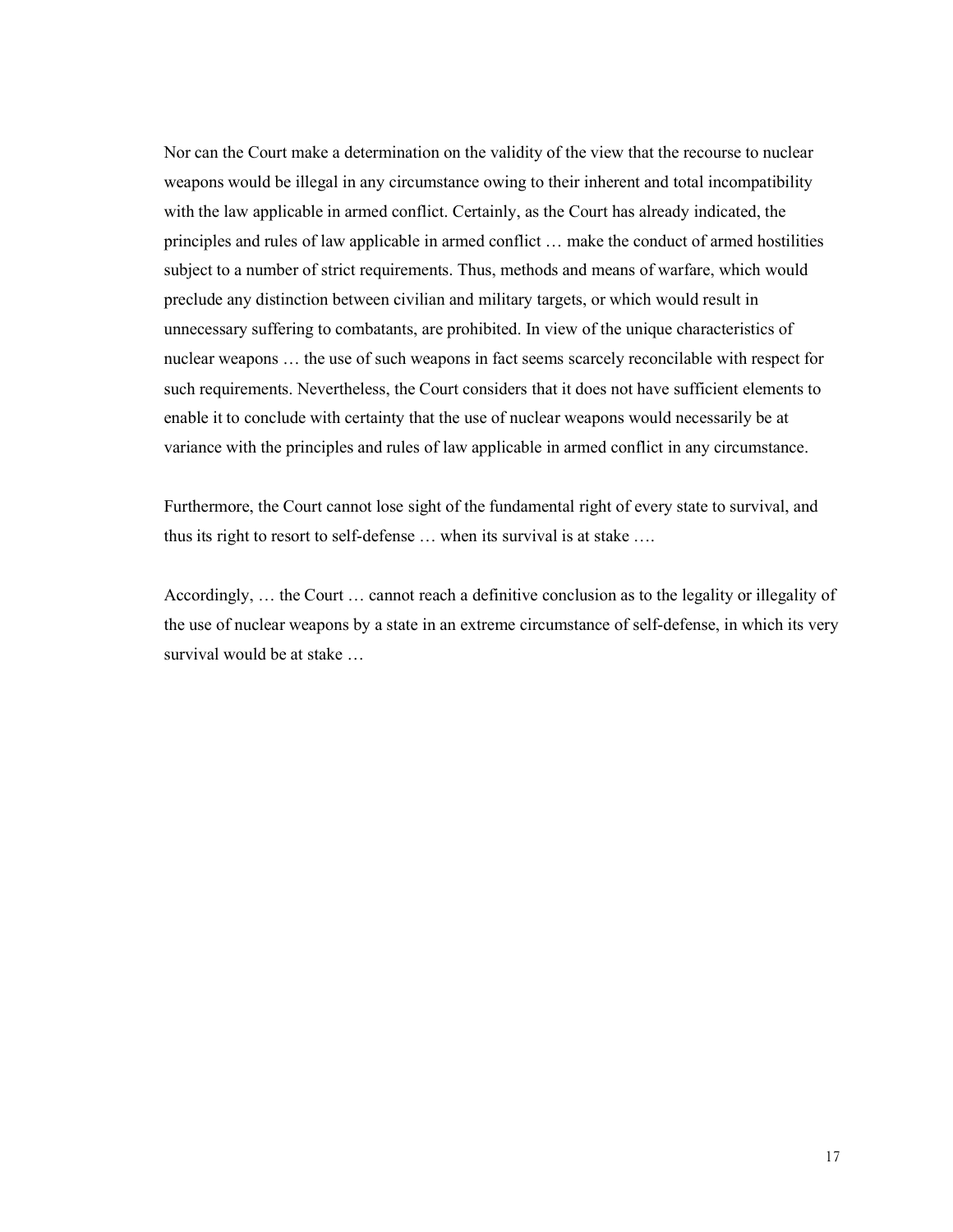Nor can the Court make a determination on the validity of the view that the recourse to nuclear weapons would be illegal in any circumstance owing to their inherent and total incompatibility with the law applicable in armed conflict. Certainly, as the Court has already indicated, the principles and rules of law applicable in armed conflict … make the conduct of armed hostilities subject to a number of strict requirements. Thus, methods and means of warfare, which would preclude any distinction between civilian and military targets, or which would result in unnecessary suffering to combatants, are prohibited. In view of the unique characteristics of nuclear weapons … the use of such weapons in fact seems scarcely reconcilable with respect for such requirements. Nevertheless, the Court considers that it does not have sufficient elements to enable it to conclude with certainty that the use of nuclear weapons would necessarily be at variance with the principles and rules of law applicable in armed conflict in any circumstance.

Furthermore, the Court cannot lose sight of the fundamental right of every state to survival, and thus its right to resort to self-defense … when its survival is at stake ….

Accordingly, … the Court … cannot reach a definitive conclusion as to the legality or illegality of the use of nuclear weapons by a state in an extreme circumstance of self-defense, in which its very survival would be at stake …